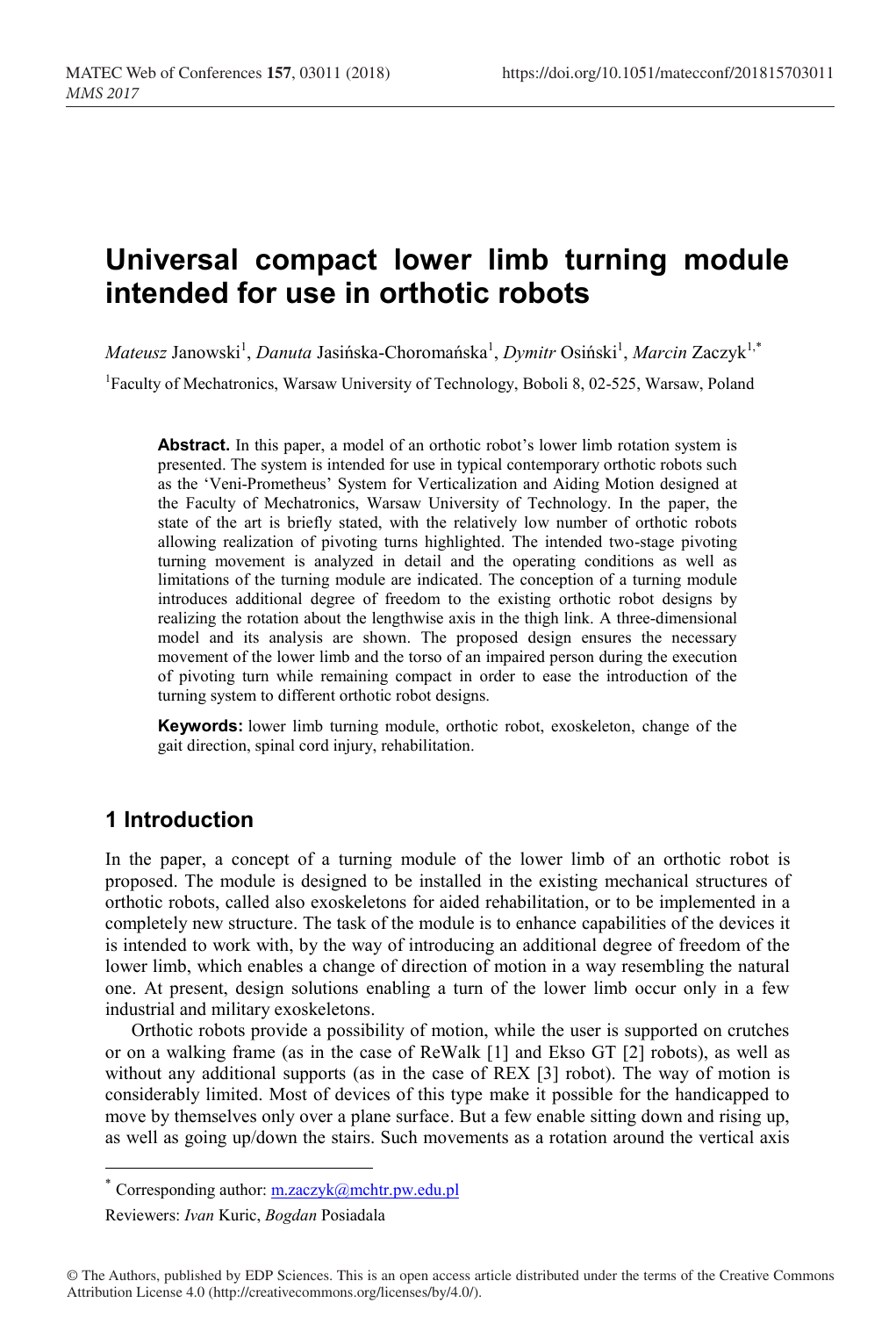# Universal compact lower limb turning module intended for use in orthotic robots

*Mateusz* Janowski[1], *Danuta* Jasińska-Choromańska[1], *Dymitr* Osiński[1], *Marcin* Zaczyk[1,*]

[1]Faculty of Mechatronics, Warsaw University of Technology, Boboli 8, 02-525, Warsaw, Poland

**Abstract.** In this paper, a model of an orthotic robot's lower limb rotation system is presented. The system is intended for use in typical contemporary orthotic robots such as the 'Veni-Prometheus' System for Verticalization and Aiding Motion designed at the Faculty of Mechatronics, Warsaw University of Technology. In the paper, the state of the art is briefly stated, with the relatively low number of orthotic robots allowing realization of pivoting turns highlighted. The intended two-stage pivoting turning movement is analyzed in detail and the operating conditions as well as limitations of the turning module are indicated. The conception of a turning module introduces additional degree of freedom to the existing orthotic robot designs by realizing the rotation about the lengthwise axis in the thigh link. A three-dimensional model and its analysis are shown. The proposed design ensures the necessary movement of the lower limb and the torso of an impaired person during the execution of pivoting turn while remaining compact in order to ease the introduction of the turning system to different orthotic robot designs.

**Keywords:** lower limb turning module, orthotic robot, exoskeleton, change of the gait direction, spinal cord injury, rehabilitation.

## 1 Introduction

In the paper, a concept of a turning module of the lower limb of an orthotic robot is proposed. The module is designed to be installed in the existing mechanical structures of orthotic robots, called also exoskeletons for aided rehabilitation, or to be implemented in a completely new structure. The task of the module is to enhance capabilities of the devices it is intended to work with, by the way of introducing an additional degree of freedom of the lower limb, which enables a change of direction of motion in a way resembling the natural one. At present, design solutions enabling a turn of the lower limb occur only in a few industrial and military exoskeletons.

Orthotic robots provide a possibility of motion, while the user is supported on crutches or on a walking frame (as in the case of ReWalk [1] and Ekso GT [2] robots), as well as without any additional supports (as in the case of REX [3] robot). The way of motion is considerably limited. Most of devices of this type make it possible for the handicapped to move by themselves only over a plane surface. But a few enable sitting down and rising up, as well as going up/down the stairs. Such movements as a rotation around the vertical axis

* Corresponding author: m.zaczyk@mchtr.pw.edu.pl

Reviewers: *Ivan* Kuric, *Bogdan* Posiadala

© The Authors, published by EDP Sciences. This is an open access article distributed under the terms of the Creative Commons Attribution License 4.0 (http://creativecommons.org/licenses/by/4.0/).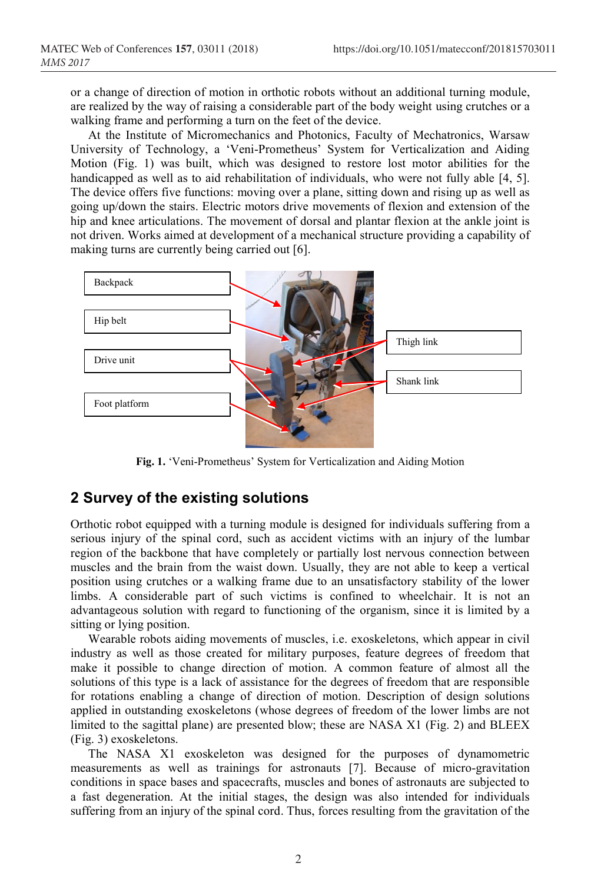or a change of direction of motion in orthotic robots without an additional turning module, are realized by the way of raising a considerable part of the body weight using crutches or a walking frame and performing a turn on the feet of the device.

At the Institute of Micromechanics and Photonics, Faculty of Mechatronics, Warsaw University of Technology, a 'Veni-Prometheus' System for Verticalization and Aiding Motion (Fig. 1) was built, which was designed to restore lost motor abilities for the handicapped as well as to aid rehabilitation of individuals, who were not fully able [4, 5]. The device offers five functions: moving over a plane, sitting down and rising up as well as going up/down the stairs. Electric motors drive movements of flexion and extension of the hip and knee articulations. The movement of dorsal and plantar flexion at the ankle joint is not driven. Works aimed at development of a mechanical structure providing a capability of making turns are currently being carried out [6].

Backpack

Hip belt

Drive unit

Foot platform

Thigh link

Shank link

**Fig. 1.** 'Veni-Prometheus' System for Verticalization and Aiding Motion

## 2 Survey of the existing solutions

Orthotic robot equipped with a turning module is designed for individuals suffering from a serious injury of the spinal cord, such as accident victims with an injury of the lumbar region of the backbone that have completely or partially lost nervous connection between muscles and the brain from the waist down. Usually, they are not able to keep a vertical position using crutches or a walking frame due to an unsatisfactory stability of the lower limbs. A considerable part of such victims is confined to wheelchair. It is not an advantageous solution with regard to functioning of the organism, since it is limited by a sitting or lying position.

Wearable robots aiding movements of muscles, i.e. exoskeletons, which appear in civil industry as well as those created for military purposes, feature degrees of freedom that make it possible to change direction of motion. A common feature of almost all the solutions of this type is a lack of assistance for the degrees of freedom that are responsible for rotations enabling a change of direction of motion. Description of design solutions applied in outstanding exoskeletons (whose degrees of freedom of the lower limbs are not limited to the sagittal plane) are presented blow; these are NASA X1 (Fig. 2) and BLEEX (Fig. 3) exoskeletons.

The NASA X1 exoskeleton was designed for the purposes of dynamometric measurements as well as trainings for astronauts [7]. Because of micro-gravitation conditions in space bases and spacecrafts, muscles and bones of astronauts are subjected to a fast degeneration. At the initial stages, the design was also intended for individuals suffering from an injury of the spinal cord. Thus, forces resulting from the gravitation of the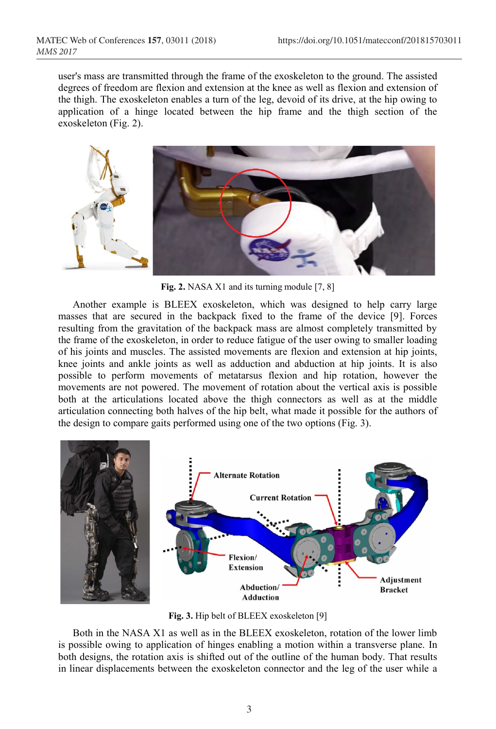user's mass are transmitted through the frame of the exoskeleton to the ground. The assisted degrees of freedom are flexion and extension at the knee as well as flexion and extension of the thigh. The exoskeleton enables a turn of the leg, devoid of its drive, at the hip owing to application of a hinge located between the hip frame and the thigh section of the exoskeleton (Fig. 2).

**Fig. 2.** NASA X1 and its turning module [7, 8]

Another example is BLEEX exoskeleton, which was designed to help carry large masses that are secured in the backpack fixed to the frame of the device [9]. Forces resulting from the gravitation of the backpack mass are almost completely transmitted by the frame of the exoskeleton, in order to reduce fatigue of the user owing to smaller loading of his joints and muscles. The assisted movements are flexion and extension at hip joints, knee joints and ankle joints as well as adduction and abduction at hip joints. It is also possible to perform movements of metatarsus flexion and hip rotation, however the movements are not powered. The movement of rotation about the vertical axis is possible both at the articulations located above the thigh connectors as well as at the middle articulation connecting both halves of the hip belt, what made it possible for the authors of the design to compare gaits performed using one of the two options (Fig. 3).

**Fig. 3.** Hip belt of BLEEX exoskeleton [9]

Both in the NASA X1 as well as in the BLEEX exoskeleton, rotation of the lower limb is possible owing to application of hinges enabling a motion within a transverse plane. In both designs, the rotation axis is shifted out of the outline of the human body. That results in linear displacements between the exoskeleton connector and the leg of the user while a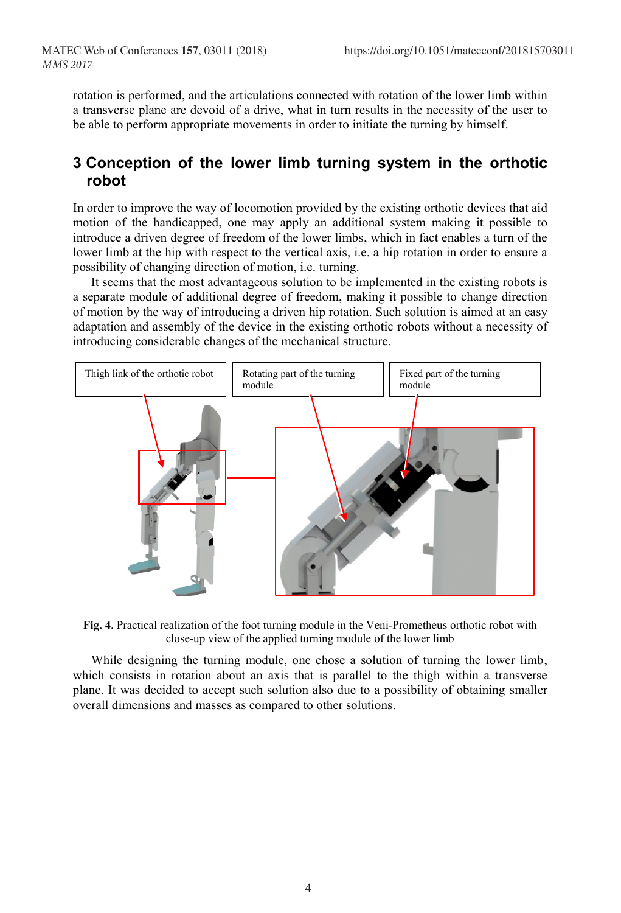rotation is performed, and the articulations connected with rotation of the lower limb within a transverse plane are devoid of a drive, what in turn results in the necessity of the user to be able to perform appropriate movements in order to initiate the turning by himself.

## 3 Conception of the lower limb turning system in the orthotic robot

In order to improve the way of locomotion provided by the existing orthotic devices that aid motion of the handicapped, one may apply an additional system making it possible to introduce a driven degree of freedom of the lower limbs, which in fact enables a turn of the lower limb at the hip with respect to the vertical axis, i.e. a hip rotation in order to ensure a possibility of changing direction of motion, i.e. turning.

It seems that the most advantageous solution to be implemented in the existing robots is a separate module of additional degree of freedom, making it possible to change direction of motion by the way of introducing a driven hip rotation. Such solution is aimed at an easy adaptation and assembly of the device in the existing orthotic robots without a necessity of introducing considerable changes of the mechanical structure.

Thigh link of the orthotic robot

Rotating part of the turning module

Fixed part of the turning module

**Fig. 4.** Practical realization of the foot turning module in the Veni-Prometheus orthotic robot with close-up view of the applied turning module of the lower limb

While designing the turning module, one chose a solution of turning the lower limb, which consists in rotation about an axis that is parallel to the thigh within a transverse plane. It was decided to accept such solution also due to a possibility of obtaining smaller overall dimensions and masses as compared to other solutions.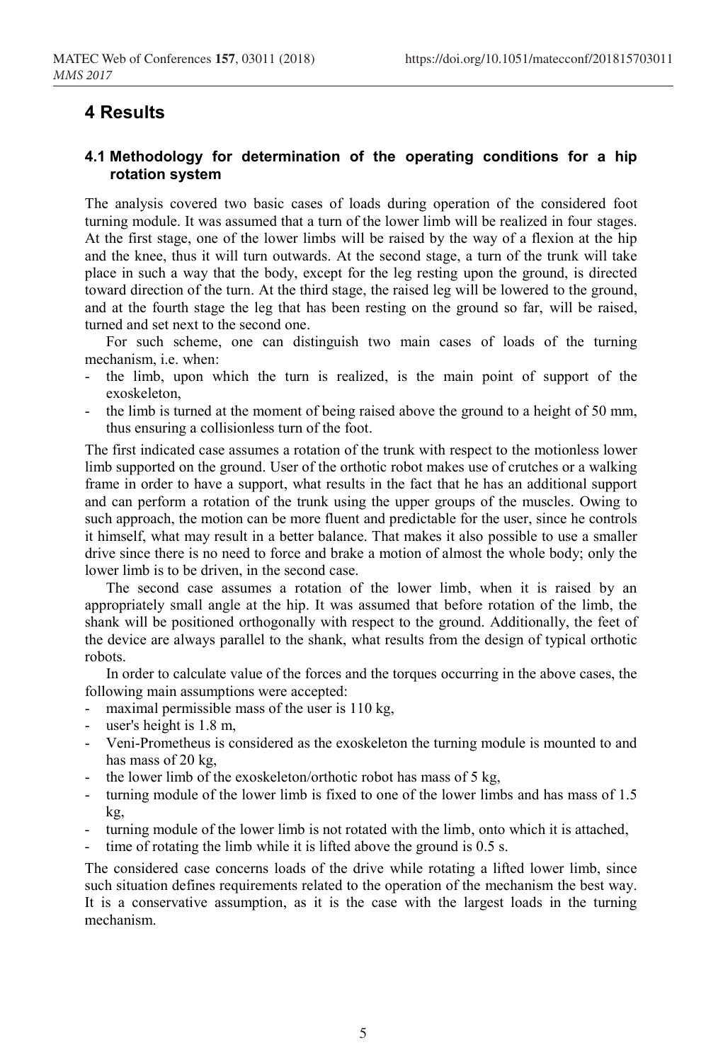## 4 Results

### 4.1 Methodology for determination of the operating conditions for a hip rotation system

The analysis covered two basic cases of loads during operation of the considered foot turning module. It was assumed that a turn of the lower limb will be realized in four stages. At the first stage, one of the lower limbs will be raised by the way of a flexion at the hip and the knee, thus it will turn outwards. At the second stage, a turn of the trunk will take place in such a way that the body, except for the leg resting upon the ground, is directed toward direction of the turn. At the third stage, the raised leg will be lowered to the ground, and at the fourth stage the leg that has been resting on the ground so far, will be raised, turned and set next to the second one.

For such scheme, one can distinguish two main cases of loads of the turning mechanism, i.e. when:

- the limb, upon which the turn is realized, is the main point of support of the exoskeleton,
- the limb is turned at the moment of being raised above the ground to a height of 50 mm, thus ensuring a collisionless turn of the foot.

The first indicated case assumes a rotation of the trunk with respect to the motionless lower limb supported on the ground. User of the orthotic robot makes use of crutches or a walking frame in order to have a support, what results in the fact that he has an additional support and can perform a rotation of the trunk using the upper groups of the muscles. Owing to such approach, the motion can be more fluent and predictable for the user, since he controls it himself, what may result in a better balance. That makes it also possible to use a smaller drive since there is no need to force and brake a motion of almost the whole body; only the lower limb is to be driven, in the second case.

The second case assumes a rotation of the lower limb, when it is raised by an appropriately small angle at the hip. It was assumed that before rotation of the limb, the shank will be positioned orthogonally with respect to the ground. Additionally, the feet of the device are always parallel to the shank, what results from the design of typical orthotic robots.

In order to calculate value of the forces and the torques occurring in the above cases, the following main assumptions were accepted:

- maximal permissible mass of the user is 110 kg,
- user's height is 1.8 m,
- Veni-Prometheus is considered as the exoskeleton the turning module is mounted to and has mass of 20 kg,
- the lower limb of the exoskeleton/orthotic robot has mass of 5 kg,
- turning module of the lower limb is fixed to one of the lower limbs and has mass of 1.5 kg,
- turning module of the lower limb is not rotated with the limb, onto which it is attached,
- time of rotating the limb while it is lifted above the ground is 0.5 s.

The considered case concerns loads of the drive while rotating a lifted lower limb, since such situation defines requirements related to the operation of the mechanism the best way. It is a conservative assumption, as it is the case with the largest loads in the turning mechanism.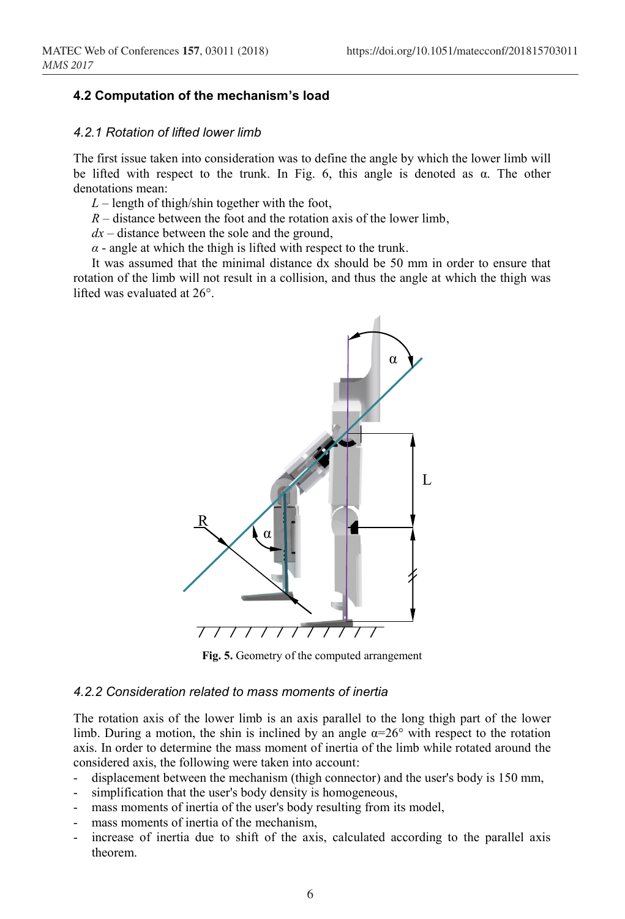### 4.2 Computation of the mechanism's load

#### *4.2.1 Rotation of lifted lower limb*

The first issue taken into consideration was to define the angle by which the lower limb will be lifted with respect to the trunk. In Fig. 6, this angle is denoted as α. The other denotations mean:

*L* – length of thigh/shin together with the foot,

*R* – distance between the foot and the rotation axis of the lower limb,

*dx* – distance between the sole and the ground,

*α* - angle at which the thigh is lifted with respect to the trunk.

It was assumed that the minimal distance dx should be 50 mm in order to ensure that rotation of the limb will not result in a collision, and thus the angle at which the thigh was lifted was evaluated at 26°.

**Fig. 5.** Geometry of the computed arrangement

#### *4.2.2 Consideration related to mass moments of inertia*

The rotation axis of the lower limb is an axis parallel to the long thigh part of the lower limb. During a motion, the shin is inclined by an angle α=26° with respect to the rotation axis. In order to determine the mass moment of inertia of the limb while rotated around the considered axis, the following were taken into account:

- displacement between the mechanism (thigh connector) and the user's body is 150 mm,
- simplification that the user's body density is homogeneous,
- mass moments of inertia of the user's body resulting from its model,
- mass moments of inertia of the mechanism,
- increase of inertia due to shift of the axis, calculated according to the parallel axis theorem.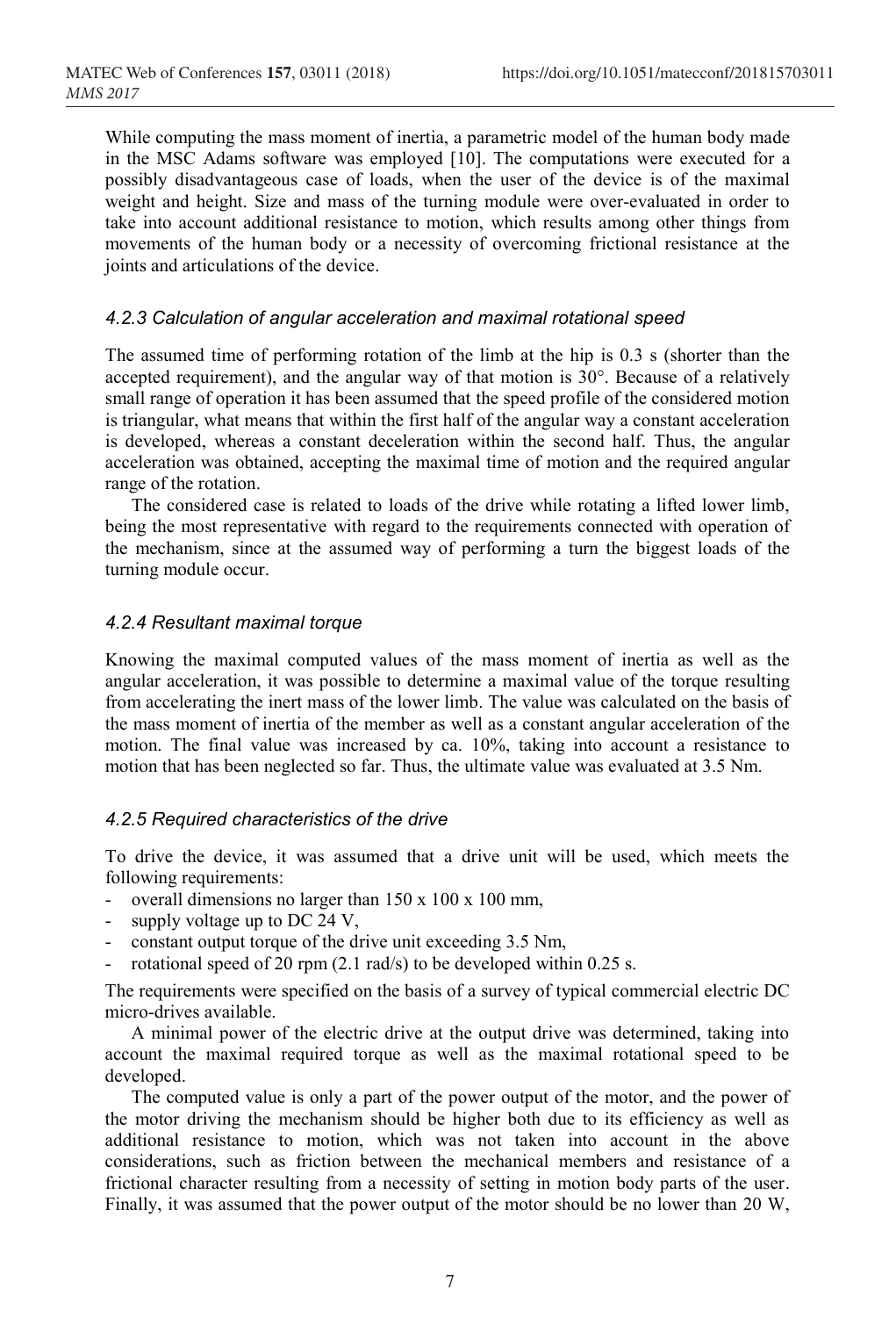While computing the mass moment of inertia, a parametric model of the human body made in the MSC Adams software was employed [10]. The computations were executed for a possibly disadvantageous case of loads, when the user of the device is of the maximal weight and height. Size and mass of the turning module were over-evaluated in order to take into account additional resistance to motion, which results among other things from movements of the human body or a necessity of overcoming frictional resistance at the joints and articulations of the device.

#### *4.2.3 Calculation of angular acceleration and maximal rotational speed*

The assumed time of performing rotation of the limb at the hip is 0.3 s (shorter than the accepted requirement), and the angular way of that motion is 30°. Because of a relatively small range of operation it has been assumed that the speed profile of the considered motion is triangular, what means that within the first half of the angular way a constant acceleration is developed, whereas a constant deceleration within the second half. Thus, the angular acceleration was obtained, accepting the maximal time of motion and the required angular range of the rotation.

The considered case is related to loads of the drive while rotating a lifted lower limb, being the most representative with regard to the requirements connected with operation of the mechanism, since at the assumed way of performing a turn the biggest loads of the turning module occur.

#### *4.2.4 Resultant maximal torque*

Knowing the maximal computed values of the mass moment of inertia as well as the angular acceleration, it was possible to determine a maximal value of the torque resulting from accelerating the inert mass of the lower limb. The value was calculated on the basis of the mass moment of inertia of the member as well as a constant angular acceleration of the motion. The final value was increased by ca. 10%, taking into account a resistance to motion that has been neglected so far. Thus, the ultimate value was evaluated at 3.5 Nm.

#### *4.2.5 Required characteristics of the drive*

To drive the device, it was assumed that a drive unit will be used, which meets the following requirements:

- overall dimensions no larger than 150 x 100 x 100 mm,
- supply voltage up to DC 24 V,
- constant output torque of the drive unit exceeding 3.5 Nm,
- rotational speed of 20 rpm (2.1 rad/s) to be developed within 0.25 s.

The requirements were specified on the basis of a survey of typical commercial electric DC micro-drives available.

A minimal power of the electric drive at the output drive was determined, taking into account the maximal required torque as well as the maximal rotational speed to be developed.

The computed value is only a part of the power output of the motor, and the power of the motor driving the mechanism should be higher both due to its efficiency as well as additional resistance to motion, which was not taken into account in the above considerations, such as friction between the mechanical members and resistance of a frictional character resulting from a necessity of setting in motion body parts of the user. Finally, it was assumed that the power output of the motor should be no lower than 20 W,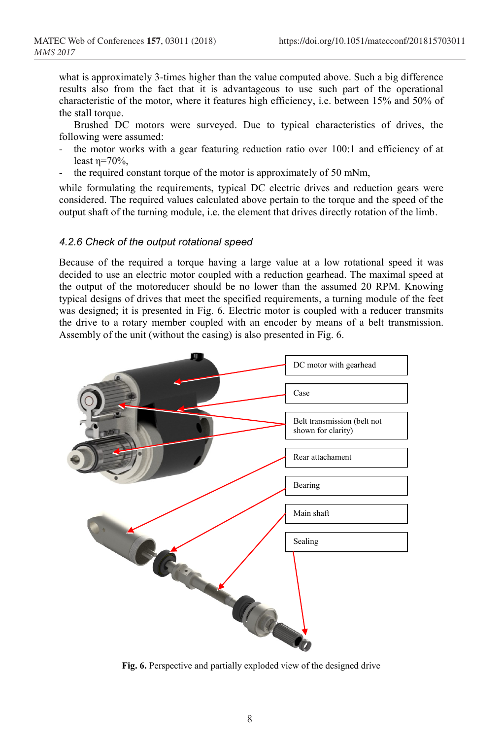what is approximately 3-times higher than the value computed above. Such a big difference results also from the fact that it is advantageous to use such part of the operational characteristic of the motor, where it features high efficiency, i.e. between 15% and 50% of the stall torque.

Brushed DC motors were surveyed. Due to typical characteristics of drives, the following were assumed:

- the motor works with a gear featuring reduction ratio over 100:1 and efficiency of at least $\eta$=70%,
- the required constant torque of the motor is approximately of 50 mNm,

while formulating the requirements, typical DC electric drives and reduction gears were considered. The required values calculated above pertain to the torque and the speed of the output shaft of the turning module, i.e. the element that drives directly rotation of the limb.

### *4.2.6 Check of the output rotational speed*

Because of the required a torque having a large value at a low rotational speed it was decided to use an electric motor coupled with a reduction gearhead. The maximal speed at the output of the motoreducer should be no lower than the assumed 20 RPM. Knowing typical designs of drives that meet the specified requirements, a turning module of the feet was designed; it is presented in Fig. 6. Electric motor is coupled with a reducer transmits the drive to a rotary member coupled with an encoder by means of a belt transmission. Assembly of the unit (without the casing) is also presented in Fig. 6.

DC motor with gearhead

Case

Belt transmission (belt not shown for clarity)

Rear attachament

Bearing

Main shaft

Sealing

**Fig. 6.** Perspective and partially exploded view of the designed drive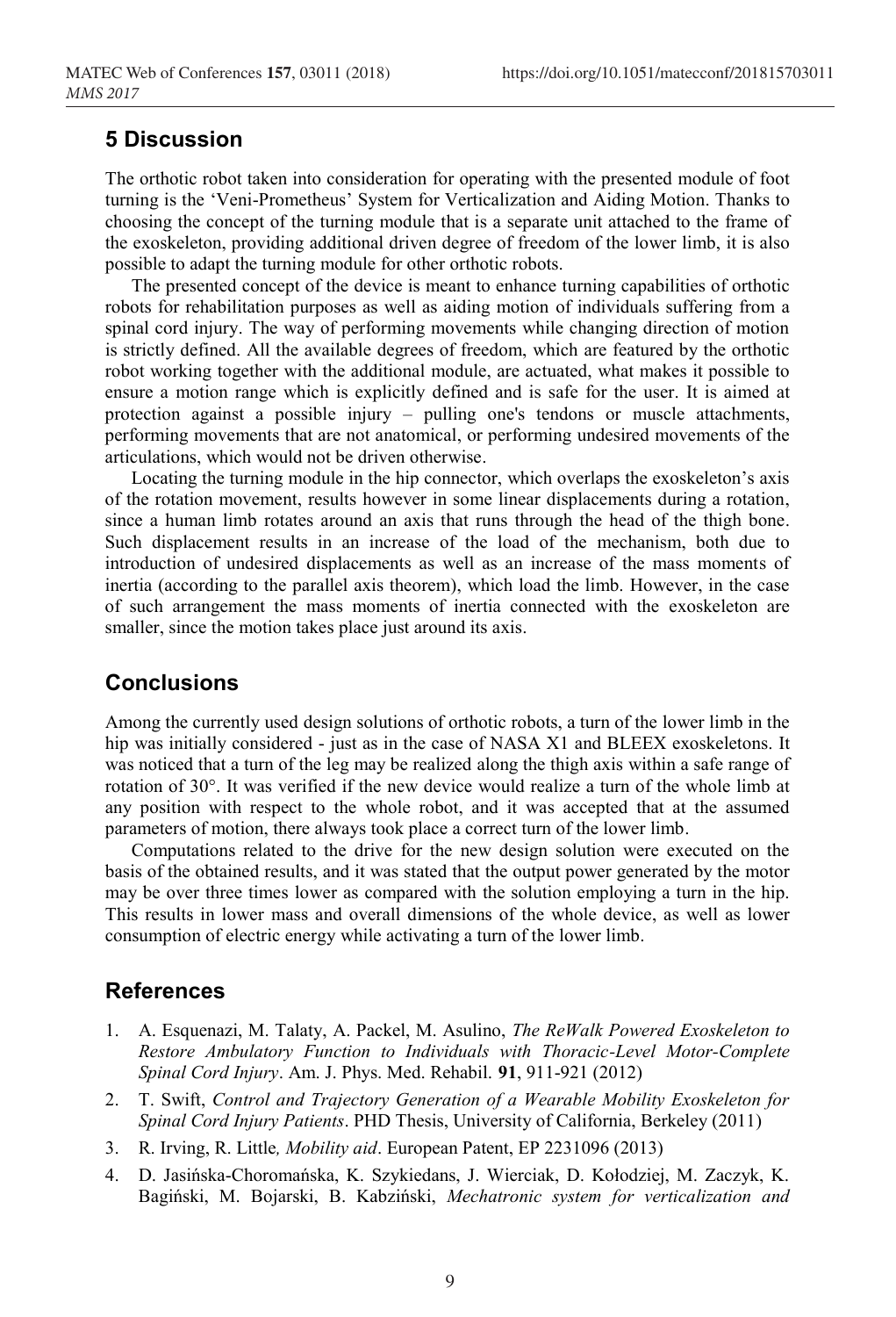## 5 Discussion

The orthotic robot taken into consideration for operating with the presented module of foot turning is the 'Veni-Prometheus' System for Verticalization and Aiding Motion. Thanks to choosing the concept of the turning module that is a separate unit attached to the frame of the exoskeleton, providing additional driven degree of freedom of the lower limb, it is also possible to adapt the turning module for other orthotic robots.

The presented concept of the device is meant to enhance turning capabilities of orthotic robots for rehabilitation purposes as well as aiding motion of individuals suffering from a spinal cord injury. The way of performing movements while changing direction of motion is strictly defined. All the available degrees of freedom, which are featured by the orthotic robot working together with the additional module, are actuated, what makes it possible to ensure a motion range which is explicitly defined and is safe for the user. It is aimed at protection against a possible injury – pulling one's tendons or muscle attachments, performing movements that are not anatomical, or performing undesired movements of the articulations, which would not be driven otherwise.

Locating the turning module in the hip connector, which overlaps the exoskeleton's axis of the rotation movement, results however in some linear displacements during a rotation, since a human limb rotates around an axis that runs through the head of the thigh bone. Such displacement results in an increase of the load of the mechanism, both due to introduction of undesired displacements as well as an increase of the mass moments of inertia (according to the parallel axis theorem), which load the limb. However, in the case of such arrangement the mass moments of inertia connected with the exoskeleton are smaller, since the motion takes place just around its axis.

## Conclusions

Among the currently used design solutions of orthotic robots, a turn of the lower limb in the hip was initially considered - just as in the case of NASA X1 and BLEEX exoskeletons. It was noticed that a turn of the leg may be realized along the thigh axis within a safe range of rotation of 30°. It was verified if the new device would realize a turn of the whole limb at any position with respect to the whole robot, and it was accepted that at the assumed parameters of motion, there always took place a correct turn of the lower limb.

Computations related to the drive for the new design solution were executed on the basis of the obtained results, and it was stated that the output power generated by the motor may be over three times lower as compared with the solution employing a turn in the hip. This results in lower mass and overall dimensions of the whole device, as well as lower consumption of electric energy while activating a turn of the lower limb.

## References

1. A. Esquenazi, M. Talaty, A. Packel, M. Asulino, *The ReWalk Powered Exoskeleton to Restore Ambulatory Function to Individuals with Thoracic-Level Motor-Complete Spinal Cord Injury*. Am. J. Phys. Med. Rehabil. **91**, 911-921 (2012)
2. T. Swift, *Control and Trajectory Generation of a Wearable Mobility Exoskeleton for Spinal Cord Injury Patients*. PHD Thesis, University of California, Berkeley (2011)
3. R. Irving, R. Little*, Mobility aid*. European Patent, EP 2231096 (2013)
4. D. Jasińska-Choromańska, K. Szykiedans, J. Wierciak, D. Kołodziej, M. Zaczyk, K. Bagiński, M. Bojarski, B. Kabziński, *Mechatronic system for verticalization and*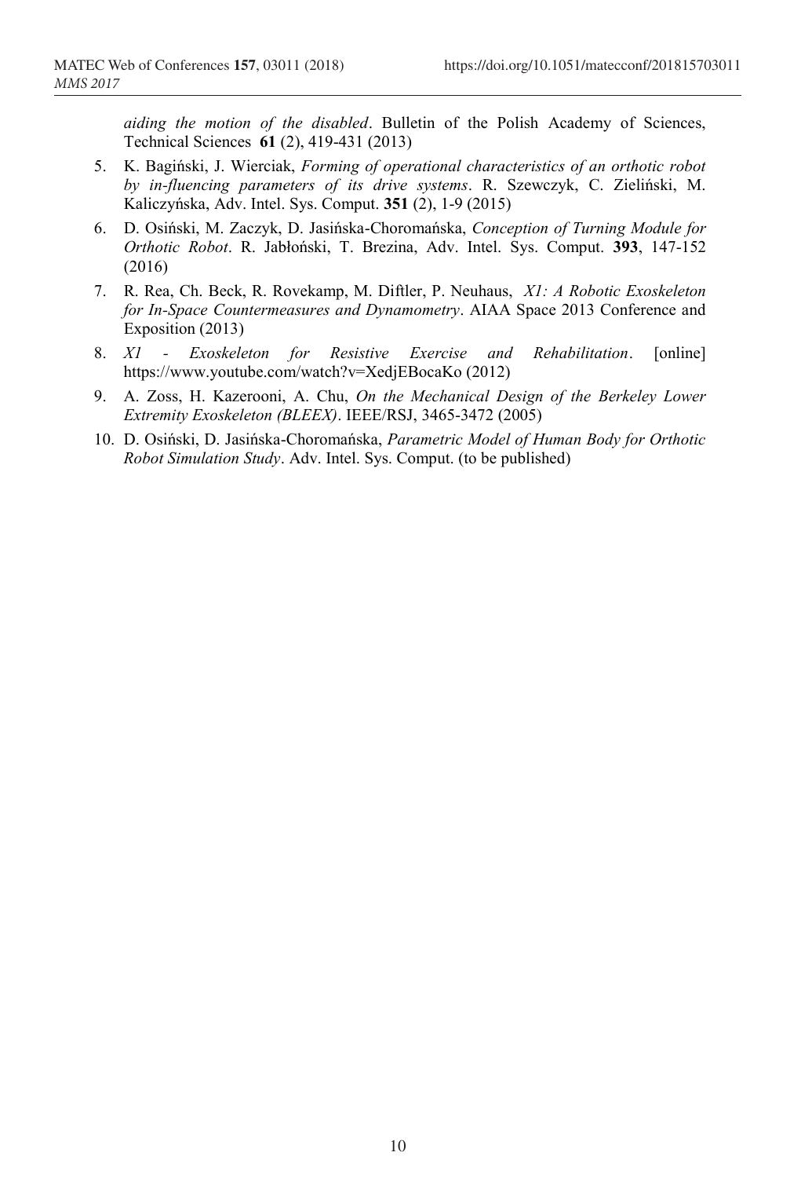*aiding the motion of the disabled*. Bulletin of the Polish Academy of Sciences, Technical Sciences **61** (2), 419-431 (2013)

5. K. Bagiński, J. Wierciak, *Forming of operational characteristics of an orthotic robot by in-fluencing parameters of its drive systems*. R. Szewczyk, C. Zieliński, M. Kaliczyńska, Adv. Intel. Sys. Comput. **351** (2), 1-9 (2015)
6. D. Osiński, M. Zaczyk, D. Jasińska-Choromańska, *Conception of Turning Module for Orthotic Robot*. R. Jabłoński, T. Brezina, Adv. Intel. Sys. Comput. **393**, 147-152 (2016)
7. R. Rea, Ch. Beck, R. Rovekamp, M. Diftler, P. Neuhaus, *X1: A Robotic Exoskeleton for In-Space Countermeasures and Dynamometry*. AIAA Space 2013 Conference and Exposition (2013)
8. *X1 - Exoskeleton for Resistive Exercise and Rehabilitation*. [online] https://www.youtube.com/watch?v=XedjEBocaKo (2012)
9. A. Zoss, H. Kazerooni, A. Chu, *On the Mechanical Design of the Berkeley Lower Extremity Exoskeleton (BLEEX)*. IEEE/RSJ, 3465-3472 (2005)
10. D. Osiński, D. Jasińska-Choromańska, *Parametric Model of Human Body for Orthotic Robot Simulation Study*. Adv. Intel. Sys. Comput. (to be published)